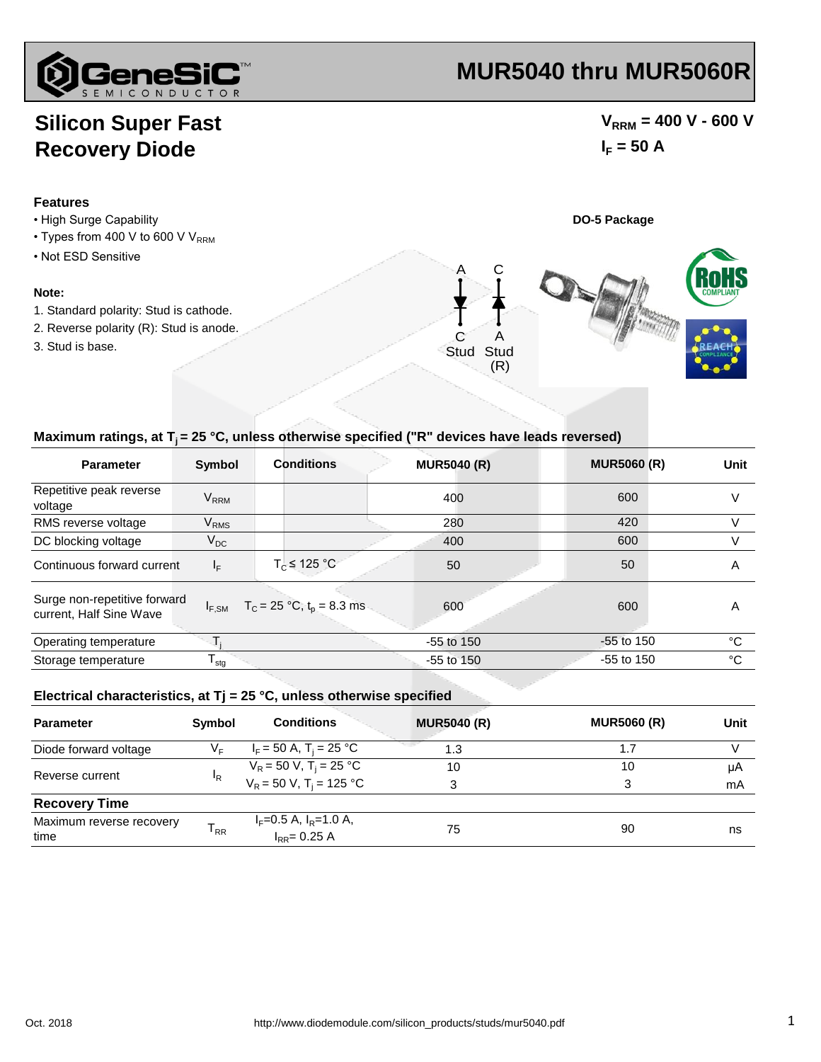# MUR5040 thru MUR5060R

## Silicon Super Fast Recovery Diode

$V_{RRM}$ = 400 V - 600 V

$I_F$ = 50 A

### Features

- High Surge Capability
- Types from 400 V to 600 V $V_{RRM}$
- Not ESD Sensitive

**DO-5 Package**

### Note:

1. Standard polarity: Stud is cathode.
2. Reverse polarity (R): Stud is anode.
3. Stud is base.

A C
C Stud A Stud (R)

### Maximum ratings, at $T_j$ = 25 °C, unless otherwise specified ("R" devices have leads reversed)

| Parameter | Symbol | Conditions | MUR5040 (R) | MUR5060 (R) | Unit |
|---|---|---|---|---|---|
| Repetitive peak reverse voltage | $V_{RRM}$ | | 400 | 600 | V |
| RMS reverse voltage | $V_{RMS}$ | | 280 | 420 | V |
| DC blocking voltage | $V_{DC}$ | | 400 | 600 | V |
| Continuous forward current | $I_F$ | $T_C \le 125$ °C | 50 | 50 | A |
| Surge non-repetitive forward current, Half Sine Wave | $I_{F,SM}$ | $T_C$ = 25 °C, $t_p$ = 8.3 ms | 600 | 600 | A |
| Operating temperature | $T_j$ | | -55 to 150 | -55 to 150 | °C |
| Storage temperature | $T_{stg}$ | | -55 to 150 | -55 to 150 | °C |

### Electrical characteristics, at Tj = 25 °C, unless otherwise specified

| Parameter | Symbol | Conditions | MUR5040 (R) | MUR5060 (R) | Unit |
|---|---|---|---|---|---|
| Diode forward voltage | $V_F$ | $I_F$ = 50 A, $T_j$ = 25 °C | 1.3 | 1.7 | V |
| Reverse current | $I_R$ | $V_R$ = 50 V, $T_j$ = 25 °C | 10 | 10 | μA |
| | | $V_R$ = 50 V, $T_j$ = 125 °C | 3 | 3 | mA |
| **Recovery Time** | | | | | |
| Maximum reverse recovery time | $T_{RR}$ | $I_F$=0.5 A, $I_R$=1.0 A, $I_{RR}$= 0.25 A | 75 | 90 | ns |

Oct. 2018

http://www.diodemodule.com/silicon_products/studs/mur5040.pdf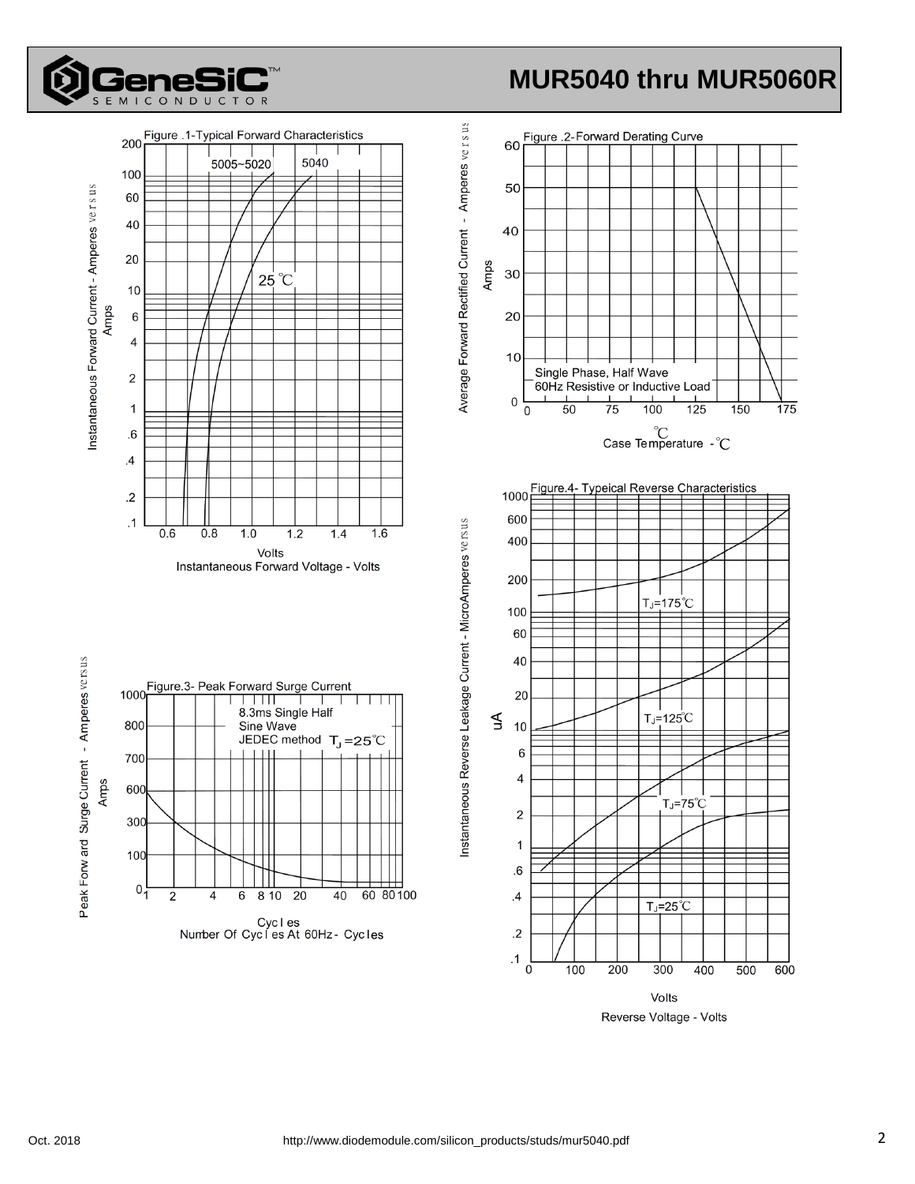# MUR5040 thru MUR5060R

**Figure .1-Typical Forward Characteristics**

Instantaneous Forward Current - Amperes versus Amps

5005~5020 | 5040 | 25 ℃

Volts
Instantaneous Forward Voltage - Volts

**Figure .2-Forward Derating Curve**

Average Forward Rectified Current - Amperes versus Amps

Single Phase, Half Wave
60Hz Resistive or Inductive Load

℃
Case Temperature - ℃

**Figure.3- Peak Forward Surge Current**

Peak Forward Surge Current - Amperes versus Amps

8.3ms Single Half
Sine Wave
JEDEC method $T_J$ =25℃

Cycles
Number Of Cycles At 60Hz - Cycles

**Figure.4- Typeical Reverse Characteristics**

Instantaneous Reverse Leakage Current - MicroAmperes versus uA

$T_J$=175℃
$T_J$=125℃
$T_J$=75℃
$T_J$=25℃

Volts
Reverse Voltage - Volts

Oct. 2018 http://www.diodemodule.com/silicon_products/studs/mur5040.pdf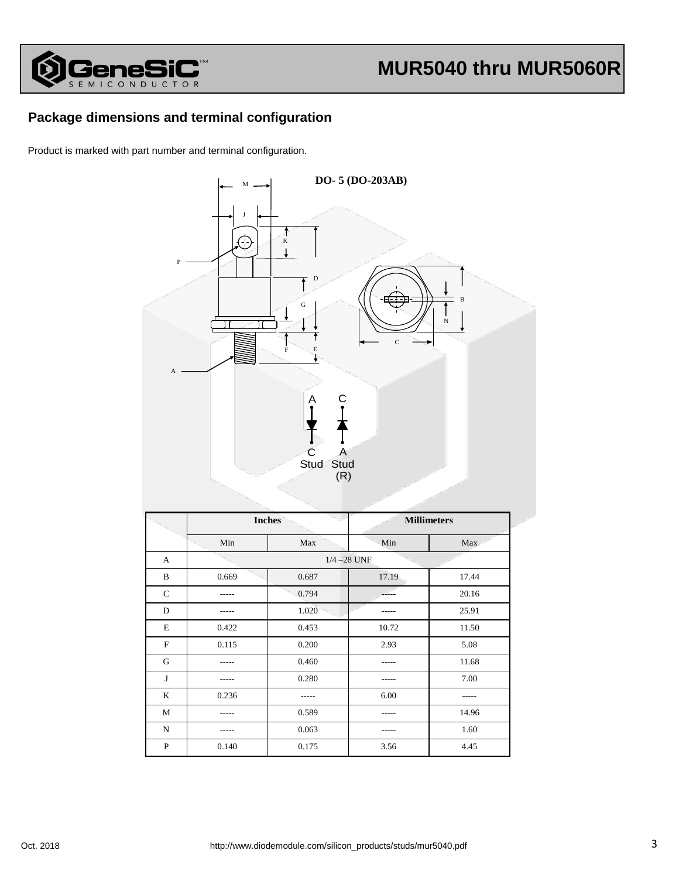## Package dimensions and terminal configuration

Product is marked with part number and terminal configuration.

DO- 5 (DO-203AB)

M
J
K
P
D
G
F
E
A
B
N
C

A C
C A
Stud Stud
(R)

| | Inches | | Millimeters | |
|---|---|---|---|---|
| | Min | Max | Min | Max |
| A | 1/4 –28 UNF | | | |
| B | 0.669 | 0.687 | 17.19 | 17.44 |
| C | ----- | 0.794 | ----- | 20.16 |
| D | ----- | 1.020 | ----- | 25.91 |
| E | 0.422 | 0.453 | 10.72 | 11.50 |
| F | 0.115 | 0.200 | 2.93 | 5.08 |
| G | ----- | 0.460 | ----- | 11.68 |
| J | ----- | 0.280 | ----- | 7.00 |
| K | 0.236 | ----- | 6.00 | ----- |
| M | ----- | 0.589 | ----- | 14.96 |
| N | ----- | 0.063 | ----- | 1.60 |
| P | 0.140 | 0.175 | 3.56 | 4.45 |